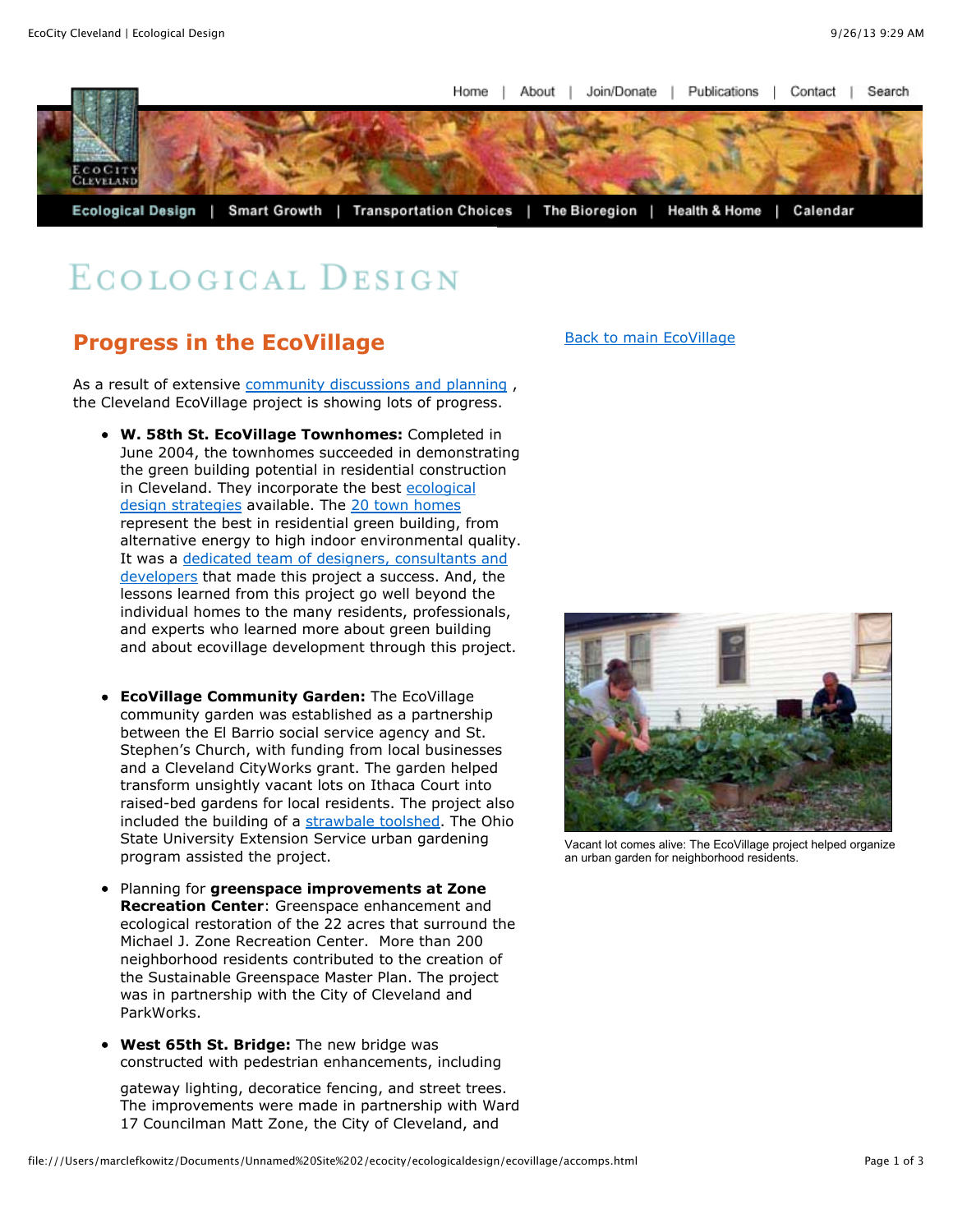Home | About | Join/Donate | Publications | Contact | Search

Ecological Design | Smart Growth | Transportation Choices | The Bioregion | Health & Home | Calendar

# Ecological Design

## Progress in the EcoVillage

Back to main EcoVillage

As a result of extensive community discussions and planning , the Cleveland EcoVillage project is showing lots of progress.

- **W. 58th St. EcoVillage Townhomes:** Completed in June 2004, the townhomes succeeded in demonstrating the green building potential in residential construction in Cleveland. They incorporate the best ecological design strategies available. The 20 town homes represent the best in residential green building, from alternative energy to high indoor environmental quality. It was a dedicated team of designers, consultants and developers that made this project a success. And, the lessons learned from this project go well beyond the individual homes to the many residents, professionals, and experts who learned more about green building and about ecovillage development through this project.

- **EcoVillage Community Garden:** The EcoVillage community garden was established as a partnership between the El Barrio social service agency and St. Stephen's Church, with funding from local businesses and a Cleveland CityWorks grant. The garden helped transform unsightly vacant lots on Ithaca Court into raised-bed gardens for local residents. The project also included the building of a strawbale toolshed. The Ohio State University Extension Service urban gardening program assisted the project.

Vacant lot comes alive: The EcoVillage project helped organize an urban garden for neighborhood residents.

- Planning for **greenspace improvements at Zone Recreation Center**: Greenspace enhancement and ecological restoration of the 22 acres that surround the Michael J. Zone Recreation Center. More than 200 neighborhood residents contributed to the creation of the Sustainable Greenspace Master Plan. The project was in partnership with the City of Cleveland and ParkWorks.

- **West 65th St. Bridge:** The new bridge was constructed with pedestrian enhancements, including gateway lighting, decoratice fencing, and street trees. The improvements were made in partnership with Ward 17 Councilman Matt Zone, the City of Cleveland, and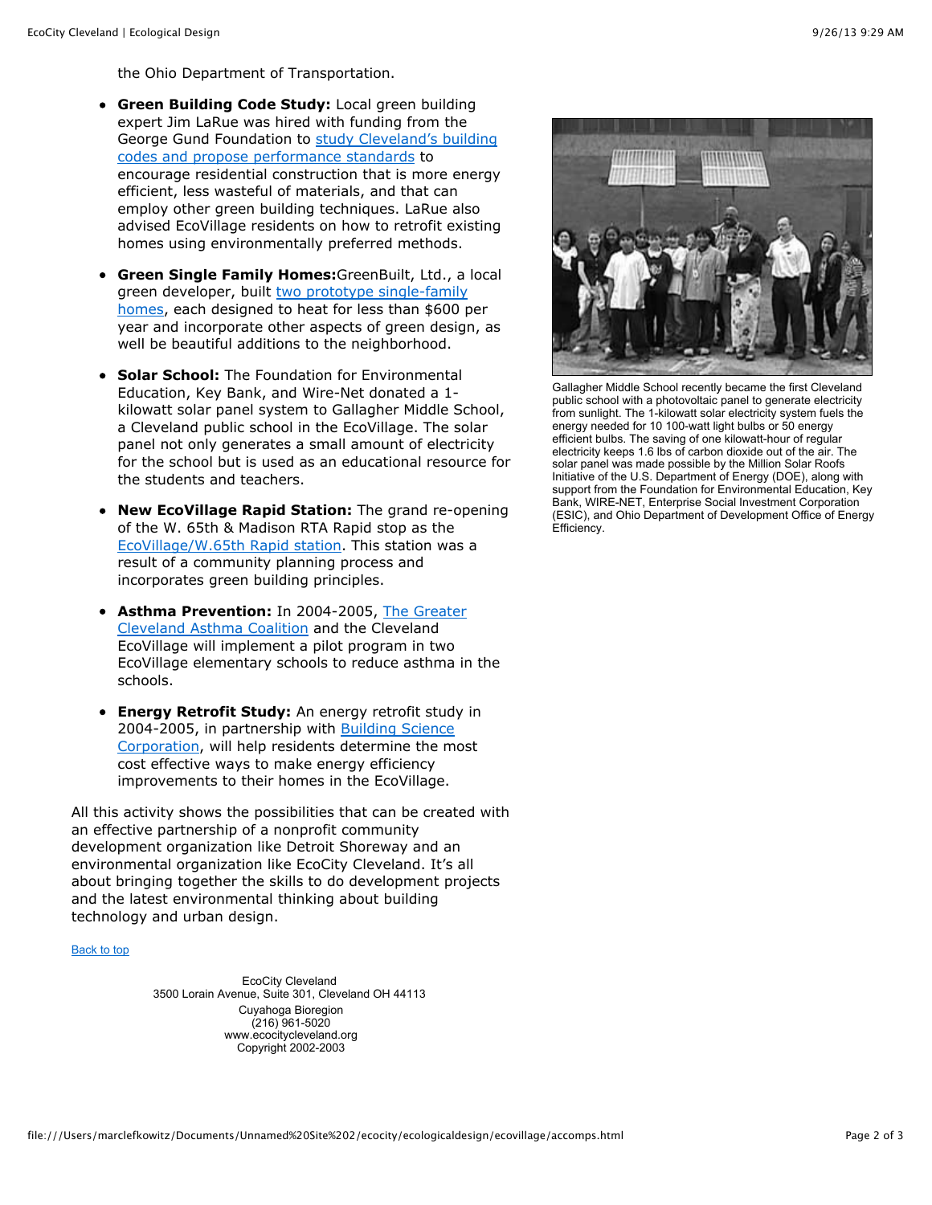the Ohio Department of Transportation.

- **Green Building Code Study:** Local green building expert Jim LaRue was hired with funding from the George Gund Foundation to study Cleveland's building codes and propose performance standards to encourage residential construction that is more energy efficient, less wasteful of materials, and that can employ other green building techniques. LaRue also advised EcoVillage residents on how to retrofit existing homes using environmentally preferred methods.

- **Green Single Family Homes:**GreenBuilt, Ltd., a local green developer, built two prototype single-family homes, each designed to heat for less than $600 per year and incorporate other aspects of green design, as well be beautiful additions to the neighborhood.

- **Solar School:** The Foundation for Environmental Education, Key Bank, and Wire-Net donated a 1-kilowatt solar panel system to Gallagher Middle School, a Cleveland public school in the EcoVillage. The solar panel not only generates a small amount of electricity for the school but is used as an educational resource for the students and teachers.

- **New EcoVillage Rapid Station:** The grand re-opening of the W. 65th & Madison RTA Rapid stop as the EcoVillage/W.65th Rapid station. This station was a result of a community planning process and incorporates green building principles.

- **Asthma Prevention:** In 2004-2005, The Greater Cleveland Asthma Coalition and the Cleveland EcoVillage will implement a pilot program in two EcoVillage elementary schools to reduce asthma in the schools.

- **Energy Retrofit Study:** An energy retrofit study in 2004-2005, in partnership with Building Science Corporation, will help residents determine the most cost effective ways to make energy efficiency improvements to their homes in the EcoVillage.

Gallagher Middle School recently became the first Cleveland public school with a photovoltaic panel to generate electricity from sunlight. The 1-kilowatt solar electricity system fuels the energy needed for 10 100-watt light bulbs or 50 energy efficient bulbs. The saving of one kilowatt-hour of regular electricity keeps 1.6 lbs of carbon dioxide out of the air. The solar panel was made possible by the Million Solar Roofs Initiative of the U.S. Department of Energy (DOE), along with support from the Foundation for Environmental Education, Key Bank, WIRE-NET, Enterprise Social Investment Corporation (ESIC), and Ohio Department of Development Office of Energy Efficiency.

All this activity shows the possibilities that can be created with an effective partnership of a nonprofit community development organization like Detroit Shoreway and an environmental organization like EcoCity Cleveland. It's all about bringing together the skills to do development projects and the latest environmental thinking about building technology and urban design.

Back to top

EcoCity Cleveland
3500 Lorain Avenue, Suite 301, Cleveland OH 44113
Cuyahoga Bioregion
(216) 961-5020
www.ecocitycleveland.org
Copyright 2002-2003